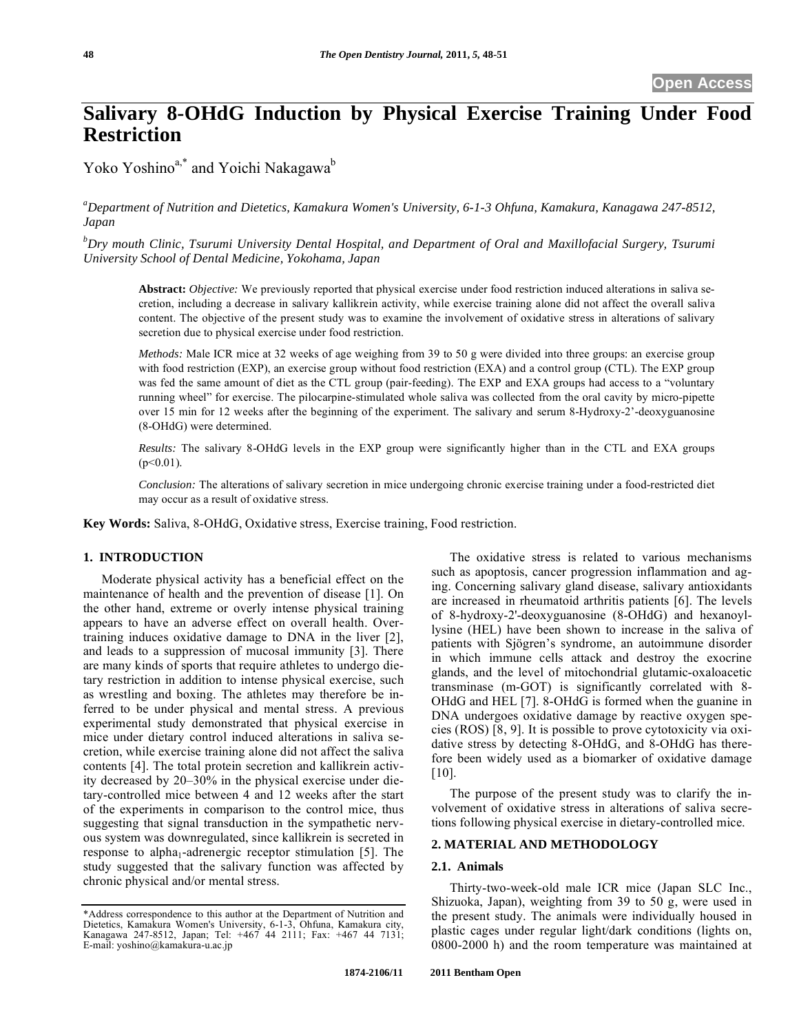Open Access

# Salivary 8-OHdG Induction by Physical Exercise Training Under Food Restriction

Yoko Yoshino[a,*] and Yoichi Nakagawa[b]

[a]*Department of Nutrition and Dietetics, Kamakura Women's University, 6-1-3 Ohfuna, Kamakura, Kanagawa 247-8512, Japan*

[b]*Dry mouth Clinic, Tsurumi University Dental Hospital, and Department of Oral and Maxillofacial Surgery, Tsurumi University School of Dental Medicine, Yokohama, Japan*

**Abstract:** *Objective:* We previously reported that physical exercise under food restriction induced alterations in saliva secretion, including a decrease in salivary kallikrein activity, while exercise training alone did not affect the overall saliva content. The objective of the present study was to examine the involvement of oxidative stress in alterations of salivary secretion due to physical exercise under food restriction.

*Methods:* Male ICR mice at 32 weeks of age weighing from 39 to 50 g were divided into three groups: an exercise group with food restriction (EXP), an exercise group without food restriction (EXA) and a control group (CTL). The EXP group was fed the same amount of diet as the CTL group (pair-feeding). The EXP and EXA groups had access to a "voluntary running wheel" for exercise. The pilocarpine-stimulated whole saliva was collected from the oral cavity by micro-pipette over 15 min for 12 weeks after the beginning of the experiment. The salivary and serum 8-Hydroxy-2'-deoxyguanosine (8-OHdG) were determined.

*Results:* The salivary 8-OHdG levels in the EXP group were significantly higher than in the CTL and EXA groups ($p<0.01$).

*Conclusion:* The alterations of salivary secretion in mice undergoing chronic exercise training under a food-restricted diet may occur as a result of oxidative stress.

**Key Words:** Saliva, 8-OHdG, Oxidative stress, Exercise training, Food restriction.

## 1. INTRODUCTION

Moderate physical activity has a beneficial effect on the maintenance of health and the prevention of disease [1]. On the other hand, extreme or overly intense physical training appears to have an adverse effect on overall health. Overtraining induces oxidative damage to DNA in the liver [2], and leads to a suppression of mucosal immunity [3]. There are many kinds of sports that require athletes to undergo dietary restriction in addition to intense physical exercise, such as wrestling and boxing. The athletes may therefore be inferred to be under physical and mental stress. A previous experimental study demonstrated that physical exercise in mice under dietary control induced alterations in saliva secretion, while exercise training alone did not affect the saliva contents [4]. The total protein secretion and kallikrein activity decreased by 20–30% in the physical exercise under dietary-controlled mice between 4 and 12 weeks after the start of the experiments in comparison to the control mice, thus suggesting that signal transduction in the sympathetic nervous system was downregulated, since kallikrein is secreted in response to alpha$_1$-adrenergic receptor stimulation [5]. The study suggested that the salivary function was affected by chronic physical and/or mental stress.

The oxidative stress is related to various mechanisms such as apoptosis, cancer progression inflammation and aging. Concerning salivary gland disease, salivary antioxidants are increased in rheumatoid arthritis patients [6]. The levels of 8-hydroxy-2'-deoxyguanosine (8-OHdG) and hexanoyl-lysine (HEL) have been shown to increase in the saliva of patients with Sjögren's syndrome, an autoimmune disorder in which immune cells attack and destroy the exocrine glands, and the level of mitochondrial glutamic-oxaloacetic transminase (m-GOT) is significantly correlated with 8-OHdG and HEL [7]. 8-OHdG is formed when the guanine in DNA undergoes oxidative damage by reactive oxygen species (ROS) [8, 9]. It is possible to prove cytotoxicity via oxidative stress by detecting 8-OHdG, and 8-OHdG has therefore been widely used as a biomarker of oxidative damage [10].

The purpose of the present study was to clarify the involvement of oxidative stress in alterations of saliva secretions following physical exercise in dietary-controlled mice.

## 2. MATERIAL AND METHODOLOGY

### 2.1. Animals

Thirty-two-week-old male ICR mice (Japan SLC Inc., Shizuoka, Japan), weighting from 39 to 50 g, were used in the present study. The animals were individually housed in plastic cages under regular light/dark conditions (lights on, 0800-2000 h) and the room temperature was maintained at

*Address correspondence to this author at the Department of Nutrition and Dietetics, Kamakura Women's University, 6-1-3, Ohfuna, Kamakura city, Kanagawa 247-8512, Japan; Tel: +467 44 2111; Fax: +467 44 7131; E-mail: yoshino@kamakura-u.ac.jp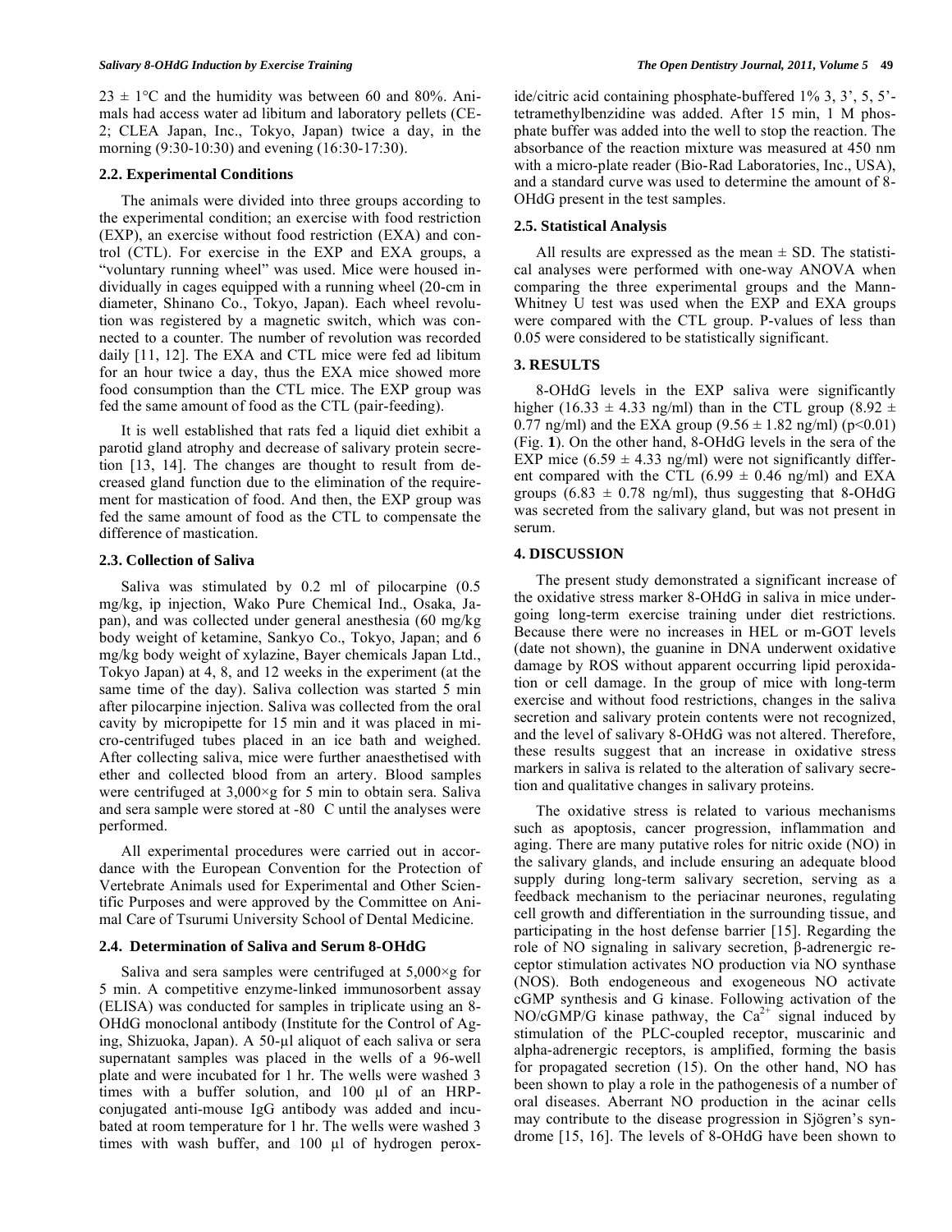23 ± 1°C and the humidity was between 60 and 80%. Animals had access water ad libitum and laboratory pellets (CE-2; CLEA Japan, Inc., Tokyo, Japan) twice a day, in the morning (9:30-10:30) and evening (16:30-17:30).

### 2.2. Experimental Conditions

The animals were divided into three groups according to the experimental condition; an exercise with food restriction (EXP), an exercise without food restriction (EXA) and control (CTL). For exercise in the EXP and EXA groups, a "voluntary running wheel" was used. Mice were housed individually in cages equipped with a running wheel (20-cm in diameter, Shinano Co., Tokyo, Japan). Each wheel revolution was registered by a magnetic switch, which was connected to a counter. The number of revolution was recorded daily [11, 12]. The EXA and CTL mice were fed ad libitum for an hour twice a day, thus the EXA mice showed more food consumption than the CTL mice. The EXP group was fed the same amount of food as the CTL (pair-feeding).

It is well established that rats fed a liquid diet exhibit a parotid gland atrophy and decrease of salivary protein secretion [13, 14]. The changes are thought to result from decreased gland function due to the elimination of the requirement for mastication of food. And then, the EXP group was fed the same amount of food as the CTL to compensate the difference of mastication.

### 2.3. Collection of Saliva

Saliva was stimulated by 0.2 ml of pilocarpine (0.5 mg/kg, ip injection, Wako Pure Chemical Ind., Osaka, Japan), and was collected under general anesthesia (60 mg/kg body weight of ketamine, Sankyo Co., Tokyo, Japan; and 6 mg/kg body weight of xylazine, Bayer chemicals Japan Ltd., Tokyo Japan) at 4, 8, and 12 weeks in the experiment (at the same time of the day). Saliva collection was started 5 min after pilocarpine injection. Saliva was collected from the oral cavity by micropipette for 15 min and it was placed in micro-centrifuged tubes placed in an ice bath and weighed. After collecting saliva, mice were further anaesthetised with ether and collected blood from an artery. Blood samples were centrifuged at 3,000×g for 5 min to obtain sera. Saliva and sera sample were stored at -80 C until the analyses were performed.

All experimental procedures were carried out in accordance with the European Convention for the Protection of Vertebrate Animals used for Experimental and Other Scientific Purposes and were approved by the Committee on Animal Care of Tsurumi University School of Dental Medicine.

### 2.4. Determination of Saliva and Serum 8-OHdG

Saliva and sera samples were centrifuged at 5,000×g for 5 min. A competitive enzyme-linked immunosorbent assay (ELISA) was conducted for samples in triplicate using an 8-OHdG monoclonal antibody (Institute for the Control of Aging, Shizuoka, Japan). A 50-μl aliquot of each saliva or sera supernatant samples was placed in the wells of a 96-well plate and were incubated for 1 hr. The wells were washed 3 times with a buffer solution, and 100 μl of an HRP-conjugated anti-mouse IgG antibody was added and incubated at room temperature for 1 hr. The wells were washed 3 times with wash buffer, and 100 μl of hydrogen peroxide/citric acid containing phosphate-buffered 1% 3, 3', 5, 5'-tetramethylbenzidine was added. After 15 min, 1 M phosphate buffer was added into the well to stop the reaction. The absorbance of the reaction mixture was measured at 450 nm with a micro-plate reader (Bio-Rad Laboratories, Inc., USA), and a standard curve was used to determine the amount of 8-OHdG present in the test samples.

### 2.5. Statistical Analysis

All results are expressed as the mean ± SD. The statistical analyses were performed with one-way ANOVA when comparing the three experimental groups and the Mann-Whitney U test was used when the EXP and EXA groups were compared with the CTL group. P-values of less than 0.05 were considered to be statistically significant.

## 3. RESULTS

8-OHdG levels in the EXP saliva were significantly higher (16.33 ± 4.33 ng/ml) than in the CTL group (8.92 ± 0.77 ng/ml) and the EXA group (9.56 ± 1.82 ng/ml) ($p<0.01$) (Fig. **1**). On the other hand, 8-OHdG levels in the sera of the EXP mice (6.59 ± 4.33 ng/ml) were not significantly different compared with the CTL (6.99 ± 0.46 ng/ml) and EXA groups (6.83 ± 0.78 ng/ml), thus suggesting that 8-OHdG was secreted from the salivary gland, but was not present in serum.

## 4. DISCUSSION

The present study demonstrated a significant increase of the oxidative stress marker 8-OHdG in saliva in mice undergoing long-term exercise training under diet restrictions. Because there were no increases in HEL or m-GOT levels (date not shown), the guanine in DNA underwent oxidative damage by ROS without apparent occurring lipid peroxidation or cell damage. In the group of mice with long-term exercise and without food restrictions, changes in the saliva secretion and salivary protein contents were not recognized, and the level of salivary 8-OHdG was not altered. Therefore, these results suggest that an increase in oxidative stress markers in saliva is related to the alteration of salivary secretion and qualitative changes in salivary proteins.

The oxidative stress is related to various mechanisms such as apoptosis, cancer progression, inflammation and aging. There are many putative roles for nitric oxide (NO) in the salivary glands, and include ensuring an adequate blood supply during long-term salivary secretion, serving as a feedback mechanism to the periacinar neurones, regulating cell growth and differentiation in the surrounding tissue, and participating in the host defense barrier [15]. Regarding the role of NO signaling in salivary secretion, β-adrenergic receptor stimulation activates NO production via NO synthase (NOS). Both endogeneous and exogeneous NO activate cGMP synthesis and G kinase. Following activation of the NO/cGMP/G kinase pathway, the $Ca^{2+}$ signal induced by stimulation of the PLC-coupled receptor, muscarinic and alpha-adrenergic receptors, is amplified, forming the basis for propagated secretion (15). On the other hand, NO has been shown to play a role in the pathogenesis of a number of oral diseases. Aberrant NO production in the acinar cells may contribute to the disease progression in Sjögren's syndrome [15, 16]. The levels of 8-OHdG have been shown to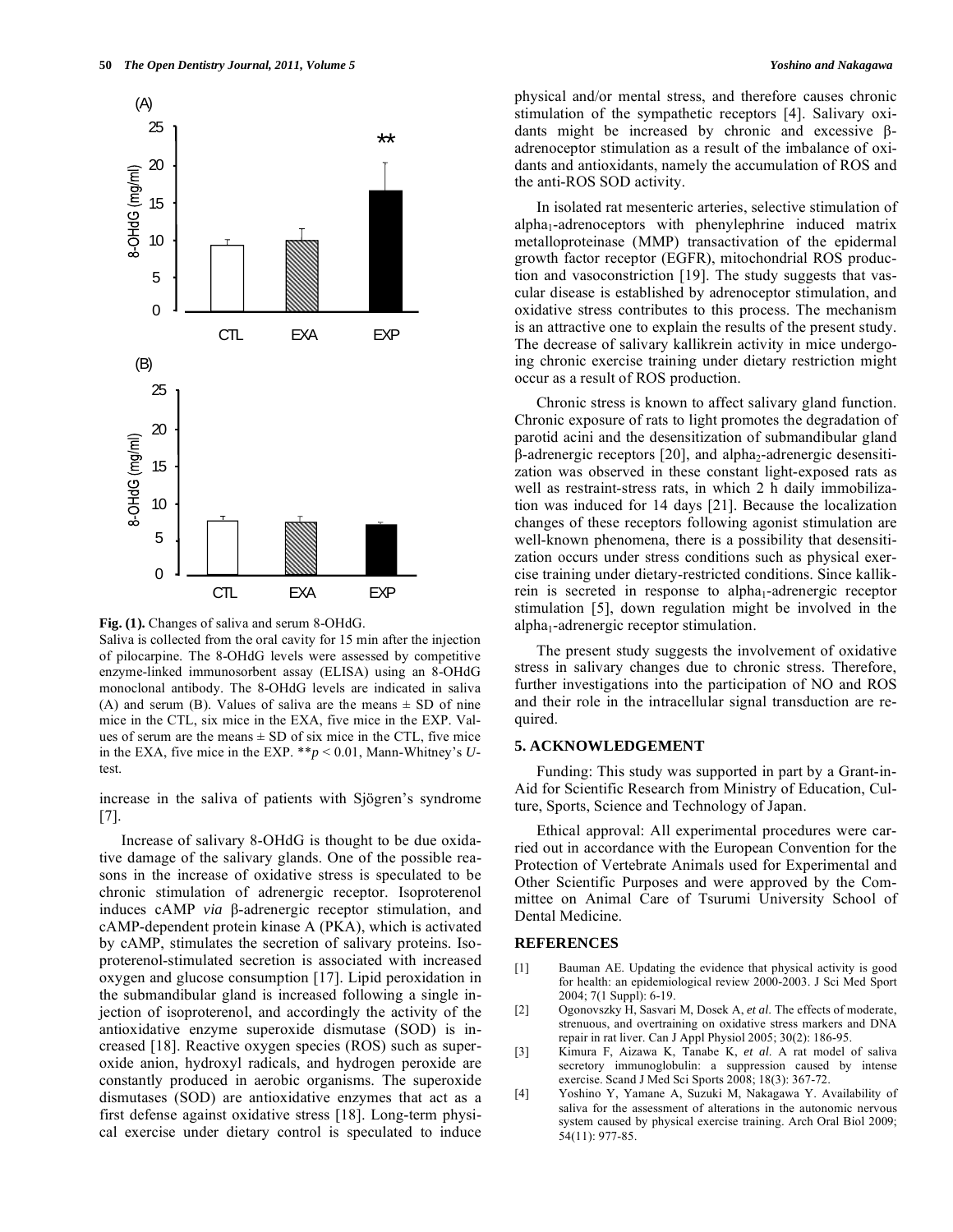(A)

25

20

15

10

5

0

8-OHdG (mg/ml)

**

CTL EXA EXP

(B)

25

20

15

10

5

0

8-OHdG (mg/ml)

CTL EXA EXP

**Fig. (1).** Changes of saliva and serum 8-OHdG.
Saliva is collected from the oral cavity for 15 min after the injection of pilocarpine. The 8-OHdG levels were assessed by competitive enzyme-linked immunosorbent assay (ELISA) using an 8-OHdG monoclonal antibody. The 8-OHdG levels are indicated in saliva (A) and serum (B). Values of saliva are the means ± SD of nine mice in the CTL, six mice in the EXA, five mice in the EXP. Values of serum are the means ± SD of six mice in the CTL, five mice in the EXA, five mice in the EXP. $**p < 0.01$, Mann-Whitney's *U*-test.

increase in the saliva of patients with Sjögren's syndrome [7].

Increase of salivary 8-OHdG is thought to be due oxidative damage of the salivary glands. One of the possible reasons in the increase of oxidative stress is speculated to be chronic stimulation of adrenergic receptor. Isoproterenol induces cAMP *via* β-adrenergic receptor stimulation, and cAMP-dependent protein kinase A (PKA), which is activated by cAMP, stimulates the secretion of salivary proteins. Isoproterenol-stimulated secretion is associated with increased oxygen and glucose consumption [17]. Lipid peroxidation in the submandibular gland is increased following a single injection of isoproterenol, and accordingly the activity of the antioxidative enzyme superoxide dismutase (SOD) is increased [18]. Reactive oxygen species (ROS) such as superoxide anion, hydroxyl radicals, and hydrogen peroxide are constantly produced in aerobic organisms. The superoxide dismutases (SOD) are antioxidative enzymes that act as a first defense against oxidative stress [18]. Long-term physical exercise under dietary control is speculated to induce physical and/or mental stress, and therefore causes chronic stimulation of the sympathetic receptors [4]. Salivary oxidants might be increased by chronic and excessive β-adrenoceptor stimulation as a result of the imbalance of oxidants and antioxidants, namely the accumulation of ROS and the anti-ROS SOD activity.

In isolated rat mesenteric arteries, selective stimulation of $alpha_1$-adrenoceptors with phenylephrine induced matrix metalloproteinase (MMP) transactivation of the epidermal growth factor receptor (EGFR), mitochondrial ROS production and vasoconstriction [19]. The study suggests that vascular disease is established by adrenoceptor stimulation, and oxidative stress contributes to this process. The mechanism is an attractive one to explain the results of the present study. The decrease of salivary kallikrein activity in mice undergoing chronic exercise training under dietary restriction might occur as a result of ROS production.

Chronic stress is known to affect salivary gland function. Chronic exposure of rats to light promotes the degradation of parotid acini and the desensitization of submandibular gland β-adrenergic receptors [20], and $alpha_2$-adrenergic desensitization was observed in these constant light-exposed rats as well as restraint-stress rats, in which 2 h daily immobilization was induced for 14 days [21]. Because the localization changes of these receptors following agonist stimulation are well-known phenomena, there is a possibility that desensitization occurs under stress conditions such as physical exercise training under dietary-restricted conditions. Since kallikrein is secreted in response to $alpha_1$-adrenergic receptor stimulation [5], down regulation might be involved in the $alpha_1$-adrenergic receptor stimulation.

The present study suggests the involvement of oxidative stress in salivary changes due to chronic stress. Therefore, further investigations into the participation of NO and ROS and their role in the intracellular signal transduction are required.

## 5. ACKNOWLEDGEMENT

Funding: This study was supported in part by a Grant-in-Aid for Scientific Research from Ministry of Education, Culture, Sports, Science and Technology of Japan.

Ethical approval: All experimental procedures were carried out in accordance with the European Convention for the Protection of Vertebrate Animals used for Experimental and Other Scientific Purposes and were approved by the Committee on Animal Care of Tsurumi University School of Dental Medicine.

## REFERENCES

[1] Bauman AE. Updating the evidence that physical activity is good for health: an epidemiological review 2000-2003. J Sci Med Sport 2004; 7(1 Suppl): 6-19.

[2] Ogonovszky H, Sasvari M, Dosek A, *et al*. The effects of moderate, strenuous, and overtraining on oxidative stress markers and DNA repair in rat liver. Can J Appl Physiol 2005; 30(2): 186-95.

[3] Kimura F, Aizawa K, Tanabe K, *et al*. A rat model of saliva secretory immunoglobulin: a suppression caused by intense exercise. Scand J Med Sci Sports 2008; 18(3): 367-72.

[4] Yoshino Y, Yamane A, Suzuki M, Nakagawa Y. Availability of saliva for the assessment of alterations in the autonomic nervous system caused by physical exercise training. Arch Oral Biol 2009; 54(11): 977-85.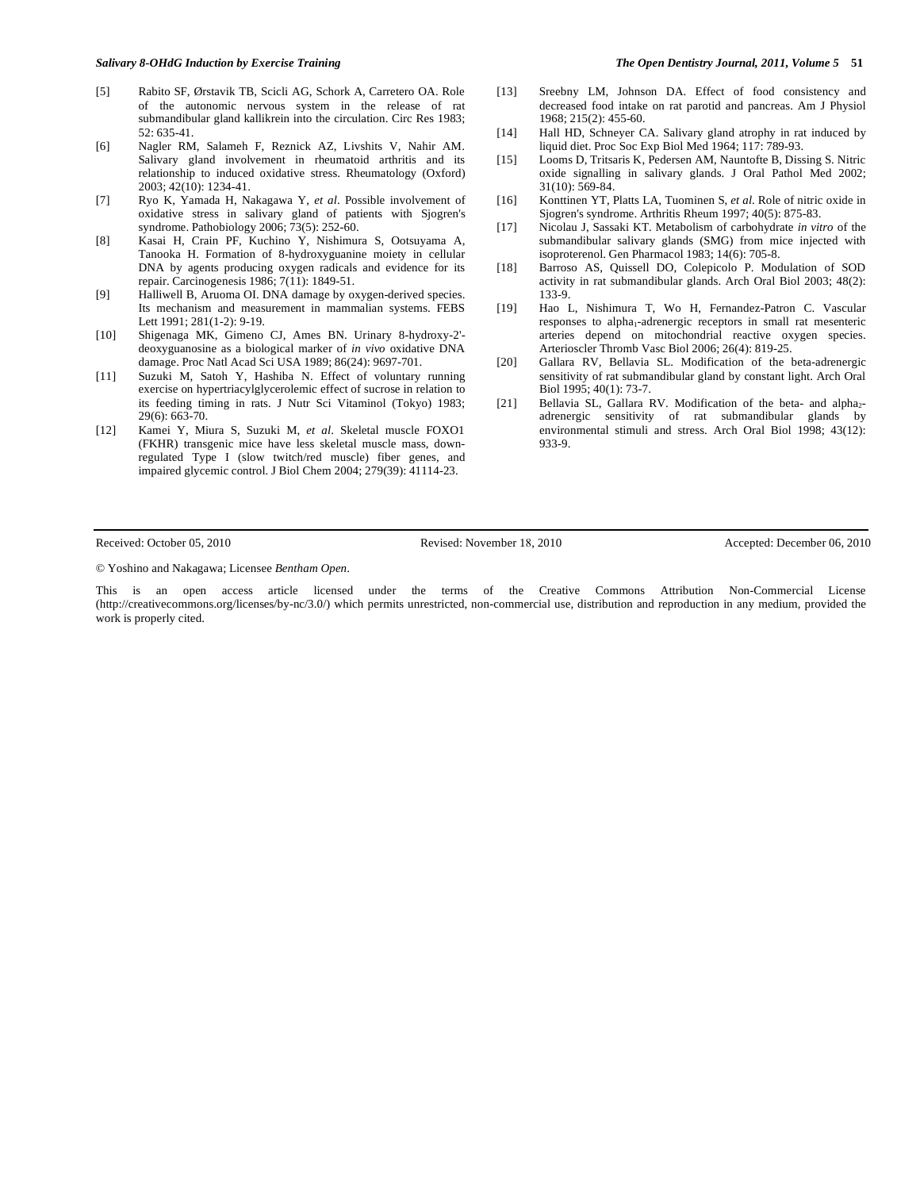[5] Rabito SF, Ørstavik TB, Scicli AG, Schork A, Carretero OA. Role of the autonomic nervous system in the release of rat submandibular gland kallikrein into the circulation. Circ Res 1983; 52: 635-41.

[6] Nagler RM, Salameh F, Reznick AZ, Livshits V, Nahir AM. Salivary gland involvement in rheumatoid arthritis and its relationship to induced oxidative stress. Rheumatology (Oxford) 2003; 42(10): 1234-41.

[7] Ryo K, Yamada H, Nakagawa Y, *et al*. Possible involvement of oxidative stress in salivary gland of patients with Sjogren's syndrome. Pathobiology 2006; 73(5): 252-60.

[8] Kasai H, Crain PF, Kuchino Y, Nishimura S, Ootsuyama A, Tanooka H. Formation of 8-hydroxyguanine moiety in cellular DNA by agents producing oxygen radicals and evidence for its repair. Carcinogenesis 1986; 7(11): 1849-51.

[9] Halliwell B, Aruoma OI. DNA damage by oxygen-derived species. Its mechanism and measurement in mammalian systems. FEBS Lett 1991; 281(1-2): 9-19.

[10] Shigenaga MK, Gimeno CJ, Ames BN. Urinary 8-hydroxy-2'-deoxyguanosine as a biological marker of *in vivo* oxidative DNA damage. Proc Natl Acad Sci USA 1989; 86(24): 9697-701.

[11] Suzuki M, Satoh Y, Hashiba N. Effect of voluntary running exercise on hypertriacylglycerolemic effect of sucrose in relation to its feeding timing in rats. J Nutr Sci Vitaminol (Tokyo) 1983; 29(6): 663-70.

[12] Kamei Y, Miura S, Suzuki M, *et al*. Skeletal muscle FOXO1 (FKHR) transgenic mice have less skeletal muscle mass, down-regulated Type I (slow twitch/red muscle) fiber genes, and impaired glycemic control. J Biol Chem 2004; 279(39): 41114-23.

[13] Sreebny LM, Johnson DA. Effect of food consistency and decreased food intake on rat parotid and pancreas. Am J Physiol 1968; 215(2): 455-60.

[14] Hall HD, Schneyer CA. Salivary gland atrophy in rat induced by liquid diet. Proc Soc Exp Biol Med 1964; 117: 789-93.

[15] Looms D, Tritsaris K, Pedersen AM, Nauntofte B, Dissing S. Nitric oxide signalling in salivary glands. J Oral Pathol Med 2002; 31(10): 569-84.

[16] Konttinen YT, Platts LA, Tuominen S, *et al*. Role of nitric oxide in Sjogren's syndrome. Arthritis Rheum 1997; 40(5): 875-83.

[17] Nicolau J, Sassaki KT. Metabolism of carbohydrate *in vitro* of the submandibular salivary glands (SMG) from mice injected with isoproterenol. Gen Pharmacol 1983; 14(6): 705-8.

[18] Barroso AS, Quissell DO, Colepicolo P. Modulation of SOD activity in rat submandibular glands. Arch Oral Biol 2003; 48(2): 133-9.

[19] Hao L, Nishimura T, Wo H, Fernandez-Patron C. Vascular responses to alpha$_1$-adrenergic receptors in small rat mesenteric arteries depend on mitochondrial reactive oxygen species. Arterioscler Thromb Vasc Biol 2006; 26(4): 819-25.

[20] Gallara RV, Bellavia SL. Modification of the beta-adrenergic sensitivity of rat submandibular gland by constant light. Arch Oral Biol 1995; 40(1): 73-7.

[21] Bellavia SL, Gallara RV. Modification of the beta- and alpha$_2$-adrenergic sensitivity of rat submandibular glands by environmental stimuli and stress. Arch Oral Biol 1998; 43(12): 933-9.

Received: October 05, 2010 Revised: November 18, 2010 Accepted: December 06, 2010

© Yoshino and Nakagawa; Licensee *Bentham Open*.

This is an open access article licensed under the terms of the Creative Commons Attribution Non-Commercial License (http://creativecommons.org/licenses/by-nc/3.0/) which permits unrestricted, non-commercial use, distribution and reproduction in any medium, provided the work is properly cited.